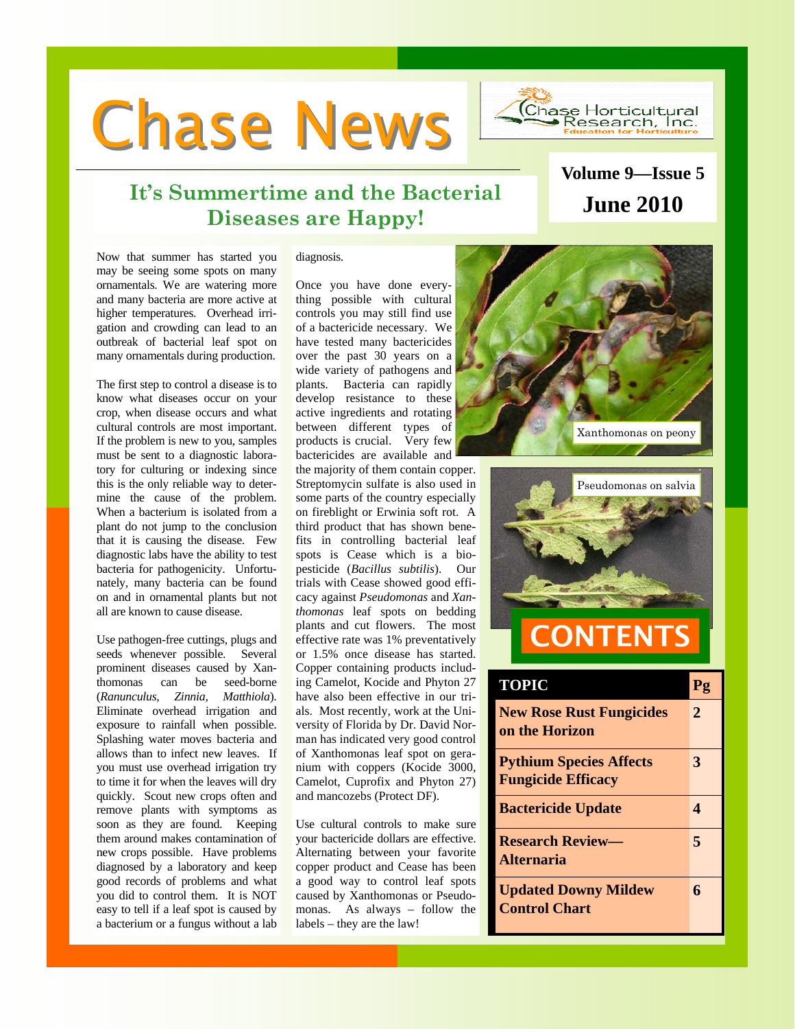# Chase News

Chase Horticultural Research, Inc.
Education for Horticulture

**Volume 9—Issue 5**

**June 2010**

## It's Summertime and the Bacterial Diseases are Happy!

Now that summer has started you may be seeing some spots on many ornamentals. We are watering more and many bacteria are more active at higher temperatures. Overhead irrigation and crowding can lead to an outbreak of bacterial leaf spot on many ornamentals during production.

The first step to control a disease is to know what diseases occur on your crop, when disease occurs and what cultural controls are most important. If the problem is new to you, samples must be sent to a diagnostic laboratory for culturing or indexing since this is the only reliable way to determine the cause of the problem. When a bacterium is isolated from a plant do not jump to the conclusion that it is causing the disease. Few diagnostic labs have the ability to test bacteria for pathogenicity. Unfortunately, many bacteria can be found on and in ornamental plants but not all are known to cause disease.

Use pathogen-free cuttings, plugs and seeds whenever possible. Several prominent diseases caused by Xanthomonas can be seed-borne (*Ranunculus, Zinnia, Matthiola*). Eliminate overhead irrigation and exposure to rainfall when possible. Splashing water moves bacteria and allows than to infect new leaves. If you must use overhead irrigation try to time it for when the leaves will dry quickly. Scout new crops often and remove plants with symptoms as soon as they are found. Keeping them around makes contamination of new crops possible. Have problems diagnosed by a laboratory and keep good records of problems and what you did to control them. It is NOT easy to tell if a leaf spot is caused by a bacterium or a fungus without a lab diagnosis.

Once you have done everything possible with cultural controls you may still find use of a bactericide necessary. We have tested many bactericides over the past 30 years on a wide variety of pathogens and plants. Bacteria can rapidly develop resistance to these active ingredients and rotating between different types of products is crucial. Very few bactericides are available and the majority of them contain copper. Streptomycin sulfate is also used in some parts of the country especially on fireblight or Erwinia soft rot. A third product that has shown benefits in controlling bacterial leaf spots is Cease which is a biopesticide (*Bacillus subtilis*). Our trials with Cease showed good efficacy against *Pseudomonas* and *Xanthomonas* leaf spots on bedding plants and cut flowers. The most effective rate was 1% preventatively or 1.5% once disease has started. Copper containing products including Camelot, Kocide and Phyton 27 have also been effective in our trials. Most recently, work at the University of Florida by Dr. David Norman has indicated very good control of Xanthomonas leaf spot on geranium with coppers (Kocide 3000, Camelot, Cuprofix and Phyton 27) and mancozebs (Protect DF).

Use cultural controls to make sure your bactericide dollars are effective. Alternating between your favorite copper product and Cease has been a good way to control leaf spots caused by Xanthomonas or Pseudomonas. As always – follow the labels – they are the law!

Xanthomonas on peony

Pseudomonas on salvia

## CONTENTS

| TOPIC | Pg |
|---|---|
| New Rose Rust Fungicides on the Horizon | 2 |
| Pythium Species Affects Fungicide Efficacy | 3 |
| Bactericide Update | 4 |
| Research Review—Alternaria | 5 |
| Updated Downy Mildew Control Chart | 6 |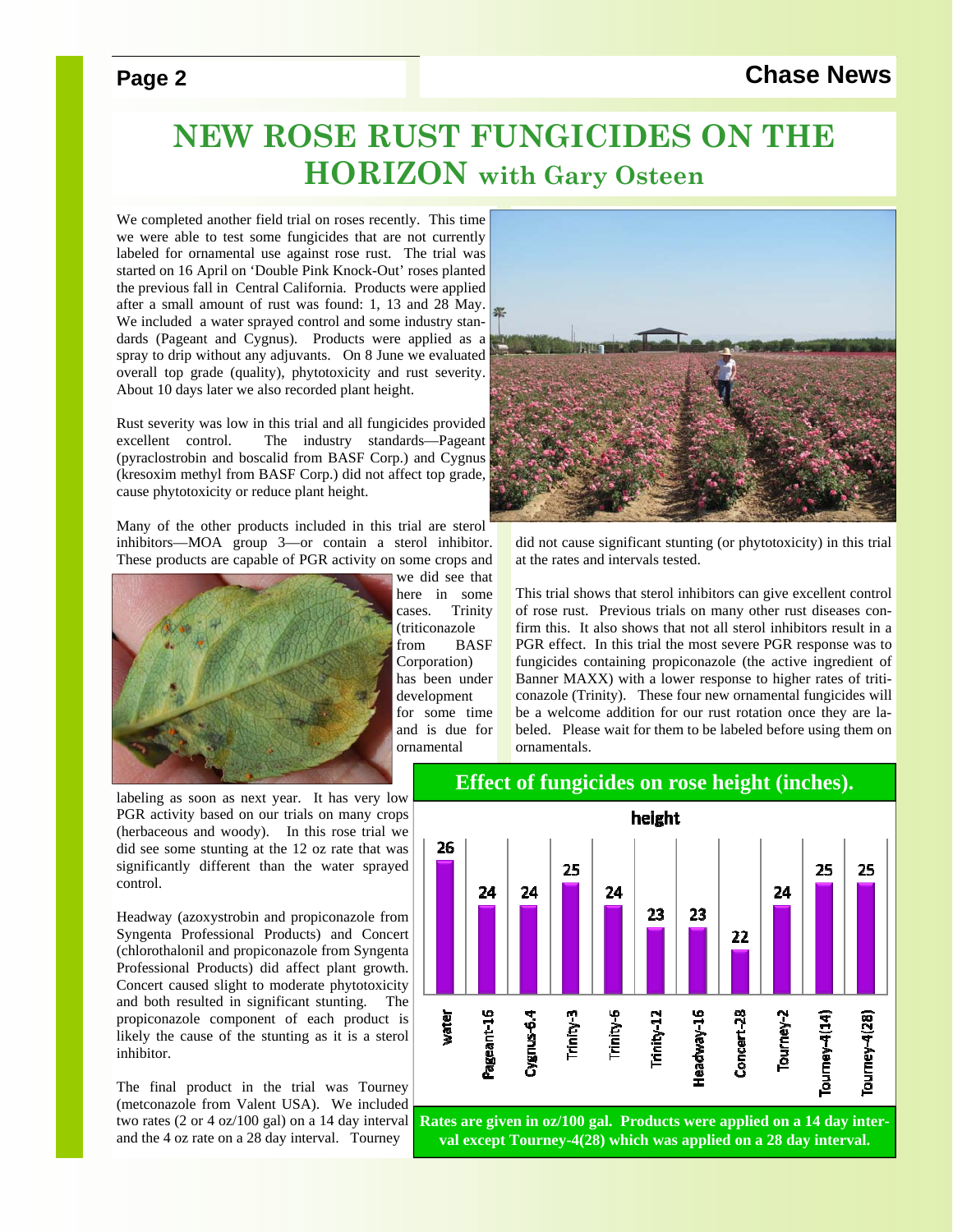# NEW ROSE RUST FUNGICIDES ON THE HORIZON with Gary Osteen

We completed another field trial on roses recently. This time we were able to test some fungicides that are not currently labeled for ornamental use against rose rust. The trial was started on 16 April on 'Double Pink Knock-Out' roses planted the previous fall in Central California. Products were applied after a small amount of rust was found: 1, 13 and 28 May. We included a water sprayed control and some industry standards (Pageant and Cygnus). Products were applied as a spray to drip without any adjuvants. On 8 June we evaluated overall top grade (quality), phytotoxicity and rust severity. About 10 days later we also recorded plant height.

Rust severity was low in this trial and all fungicides provided excellent control. The industry standards—Pageant (pyraclostrobin and boscalid from BASF Corp.) and Cygnus (kresoxim methyl from BASF Corp.) did not affect top grade, cause phytotoxicity or reduce plant height.

Many of the other products included in this trial are sterol inhibitors—MOA group 3—or contain a sterol inhibitor. These products are capable of PGR activity on some crops and we did see that here in some cases. Trinity (triticonazole from BASF Corporation) has been under development for some time and is due for ornamental labeling as soon as next year. It has very low PGR activity based on our trials on many crops (herbaceous and woody). In this rose trial we did see some stunting at the 12 oz rate that was significantly different than the water sprayed control.

Headway (azoxystrobin and propiconazole from Syngenta Professional Products) and Concert (chlorothalonil and propiconazole from Syngenta Professional Products) did affect plant growth. Concert caused slight to moderate phytotoxicity and both resulted in significant stunting. The propiconazole component of each product is likely the cause of the stunting as it is a sterol inhibitor.

The final product in the trial was Tourney (metconazole from Valent USA). We included two rates (2 or 4 oz/100 gal) on a 14 day interval and the 4 oz rate on a 28 day interval. Tourney did not cause significant stunting (or phytotoxicity) in this trial at the rates and intervals tested.

This trial shows that sterol inhibitors can give excellent control of rose rust. Previous trials on many other rust diseases confirm this. It also shows that not all sterol inhibitors result in a PGR effect. In this trial the most severe PGR response was to fungicides containing propiconazole (the active ingredient of Banner MAXX) with a lower response to higher rates of triticonazole (Trinity). These four new ornamental fungicides will be a welcome addition for our rust rotation once they are labeled. Please wait for them to be labeled before using them on ornamentals.

**Effect of fungicides on rose height (inches).**

| Treatment | height |
|---|---|
| water | 26 |
| Pageant-16 | 24 |
| Cygnus-6.4 | 24 |
| Trinity-3 | 25 |
| Trinity-6 | 24 |
| Trinity-12 | 23 |
| Headway-16 | 23 |
| Concert-28 | 22 |
| Tourney-2 | 24 |
| Tourney-4(14) | 25 |
| Tourney-4(28) | 25 |

**Rates are given in oz/100 gal. Products were applied on a 14 day interval except Tourney-4(28) which was applied on a 28 day interval.**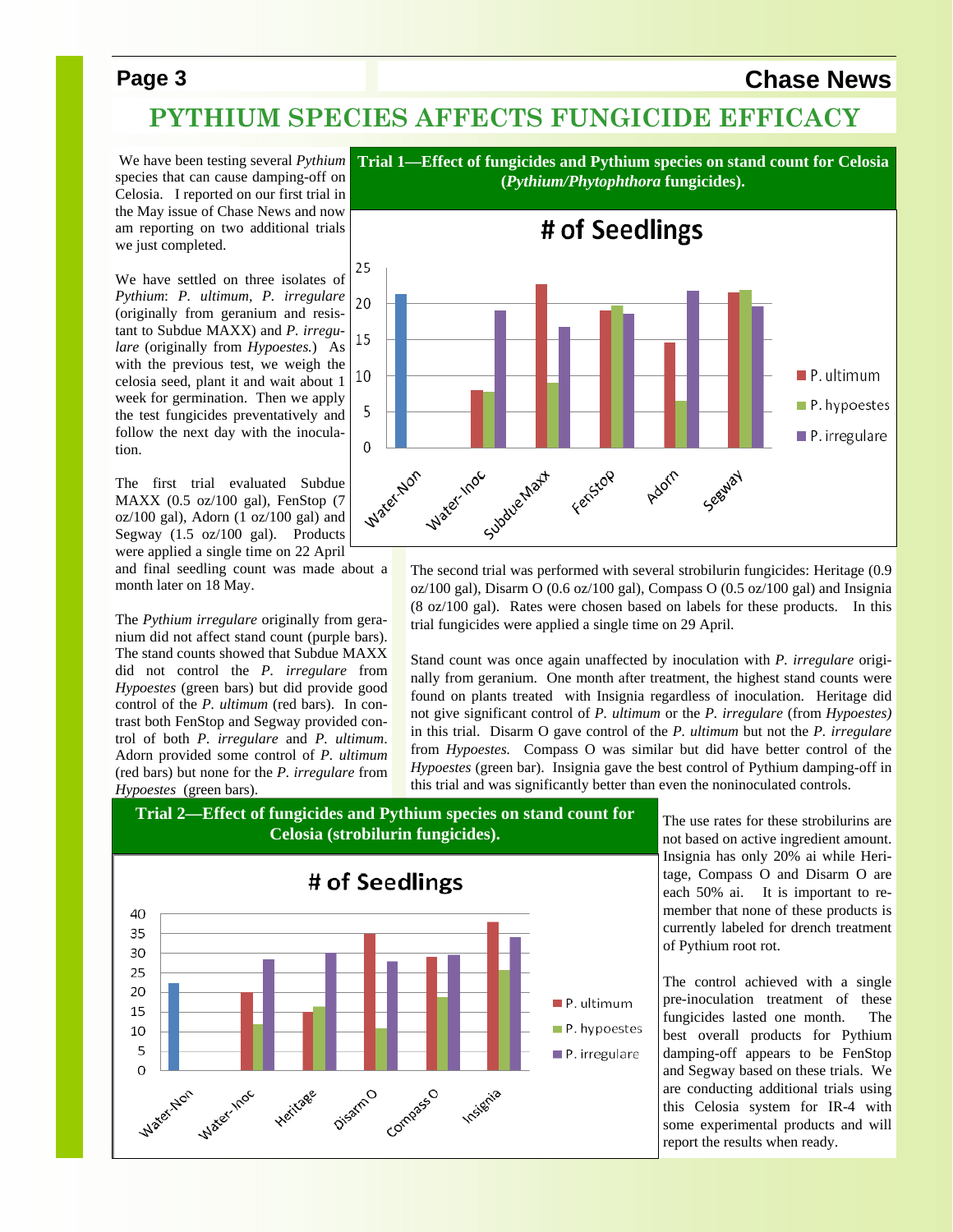# PYTHIUM SPECIES AFFECTS FUNGICIDE EFFICACY

We have been testing several *Pythium* species that can cause damping-off on Celosia. I reported on our first trial in the May issue of Chase News and now am reporting on two additional trials we just completed.

We have settled on three isolates of *Pythium*: *P. ultimum*, *P. irregulare* (originally from geranium and resistant to Subdue MAXX) and *P. irregulare* (originally from *Hypoestes.*) As with the previous test, we weigh the celosia seed, plant it and wait about 1 week for germination. Then we apply the test fungicides preventatively and follow the next day with the inoculation.

The first trial evaluated Subdue MAXX (0.5 oz/100 gal), FenStop (7 oz/100 gal), Adorn (1 oz/100 gal) and Segway (1.5 oz/100 gal). Products were applied a single time on 22 April and final seedling count was made about a month later on 18 May.

The *Pythium irregulare* originally from geranium did not affect stand count (purple bars). The stand counts showed that Subdue MAXX did not control the *P. irregulare* from *Hypoestes* (green bars) but did provide good control of the *P. ultimum* (red bars). In contrast both FenStop and Segway provided control of both *P. irregulare* and *P. ultimum*. Adorn provided some control of *P. ultimum* (red bars) but none for the *P. irregulare* from *Hypoestes* (green bars).

**Trial 1—Effect of fungicides and Pythium species on stand count for Celosia (*Pythium/Phytophthora* fungicides).**

The second trial was performed with several strobilurin fungicides: Heritage (0.9 oz/100 gal), Disarm O (0.6 oz/100 gal), Compass O (0.5 oz/100 gal) and Insignia (8 oz/100 gal). Rates were chosen based on labels for these products. In this trial fungicides were applied a single time on 29 April.

Stand count was once again unaffected by inoculation with *P. irregulare* originally from geranium. One month after treatment, the highest stand counts were found on plants treated with Insignia regardless of inoculation. Heritage did not give significant control of *P. ultimum* or the *P. irregulare* (from *Hypoestes)* in this trial. Disarm O gave control of the *P. ultimum* but not the *P. irregulare* from *Hypoestes.* Compass O was similar but did have better control of the *Hypoestes* (green bar). Insignia gave the best control of Pythium damping-off in this trial and was significantly better than even the noninoculated controls.

**Trial 2—Effect of fungicides and Pythium species on stand count for Celosia (strobilurin fungicides).**

The use rates for these strobilurins are not based on active ingredient amount. Insignia has only 20% ai while Heritage, Compass O and Disarm O are each 50% ai. It is important to remember that none of these products is currently labeled for drench treatment of Pythium root rot.

The control achieved with a single pre-inoculation treatment of these fungicides lasted one month. The best overall products for Pythium damping-off appears to be FenStop and Segway based on these trials. We are conducting additional trials using this Celosia system for IR-4 with some experimental products and will report the results when ready.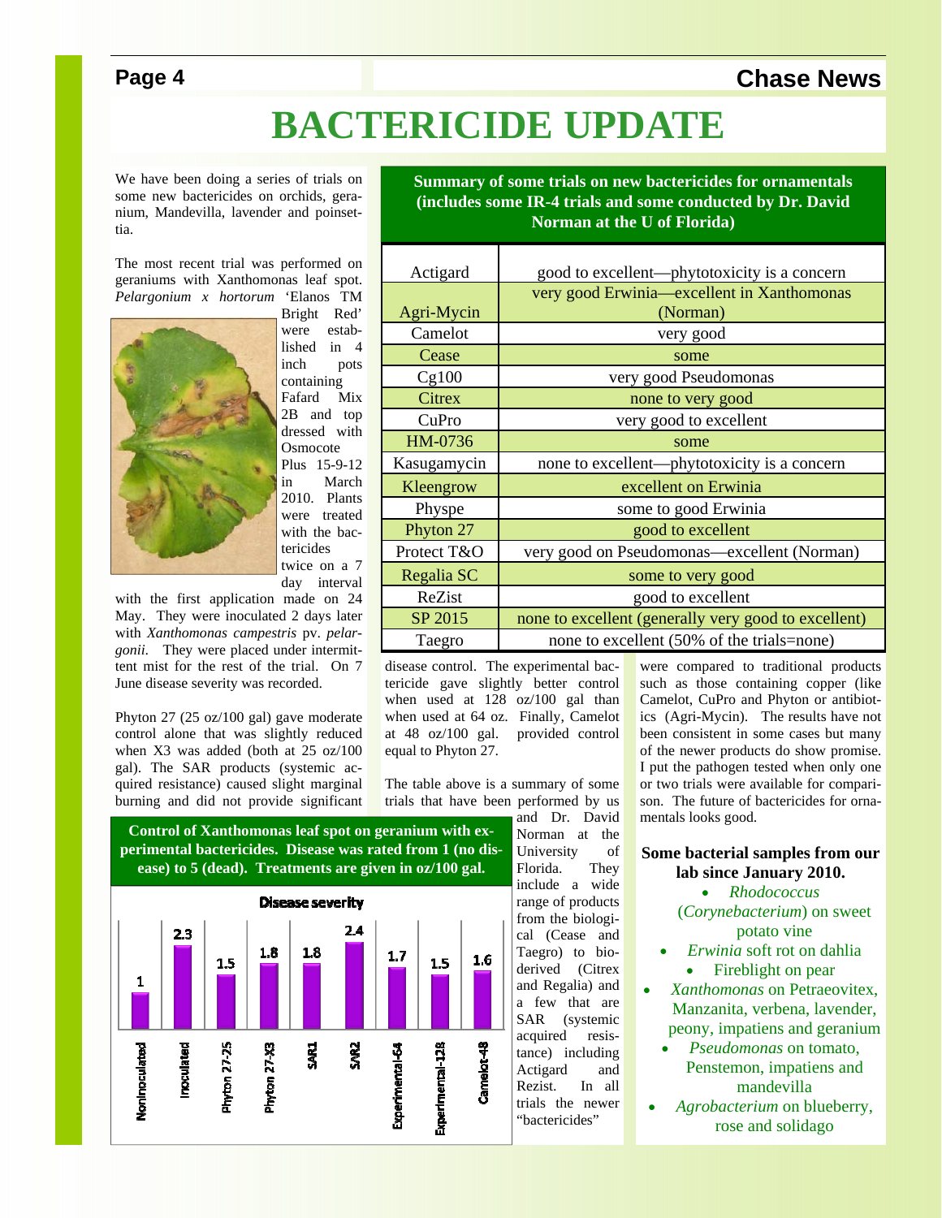# BACTERICIDE UPDATE

We have been doing a series of trials on some new bactericides on orchids, geranium, Mandevilla, lavender and poinsettia.

The most recent trial was performed on geraniums with Xanthomonas leaf spot. *Pelargonium x hortorum* 'Elanos TM Bright Red' were established in 4 inch pots containing Fafard Mix 2B and top dressed with Osmocote Plus 15-9-12 in March 2010. Plants were treated with the bactericides twice on a 7 day interval with the first application made on 24 May. They were inoculated 2 days later with *Xanthomonas campestris* pv. *pelargonii*. They were placed under intermittent mist for the rest of the trial. On 7 June disease severity was recorded.

Phyton 27 (25 oz/100 gal) gave moderate control alone that was slightly reduced when X3 was added (both at 25 oz/100 gal). The SAR products (systemic acquired resistance) caused slight marginal burning and did not provide significant disease control. The experimental bactericide gave slightly better control when used at 128 oz/100 gal than when used at 64 oz. Finally, Camelot at 48 oz/100 gal. provided control equal to Phyton 27.

**Control of Xanthomonas leaf spot on geranium with experimental bactericides. Disease was rated from 1 (no disease) to 5 (dead). Treatments are given in oz/100 gal.**

| Treatment | Disease severity |
|---|---|
| Noninoculated | 1 |
| Inoculated | 2.3 |
| Phyton 27-25 | 1.5 |
| Phyton 27-X3 | 1.8 |
| SAR1 | 1.8 |
| SAR2 | 2.4 |
| Experimental-64 | 1.7 |
| Experimental-128 | 1.5 |
| Camelot-48 | 1.6 |

**Summary of some trials on new bactericides for ornamentals (includes some IR-4 trials and some conducted by Dr. David Norman at the U of Florida)**

| Product | Result |
|---|---|
| Actigard | good to excellent—phytotoxicity is a concern |
| Agri-Mycin | very good Erwinia—excellent in Xanthomonas (Norman) |
| Camelot | very good |
| Cease | some |
| Cg100 | very good Pseudomonas |
| Citrex | none to very good |
| CuPro | very good to excellent |
| HM-0736 | some |
| Kasugamycin | none to excellent—phytotoxicity is a concern |
| Kleengrow | excellent on Erwinia |
| Physpe | some to good Erwinia |
| Phyton 27 | good to excellent |
| Protect T&O | very good on Pseudomonas—excellent (Norman) |
| Regalia SC | some to very good |
| ReZist | good to excellent |
| SP 2015 | none to excellent (generally very good to excellent) |
| Taegro | none to excellent (50% of the trials=none) |

The table above is a summary of some trials that have been performed by us and Dr. David Norman at the University of Florida. They include a wide range of products from the biological (Cease and Taegro) to bio-derived (Citrex and Regalia) and a few that are SAR (systemic acquired resistance) including Actigard and Rezist. In all trials the newer "bactericides" were compared to traditional products such as those containing copper (like Camelot, CuPro and Phyton or antibiotics (Agri-Mycin). The results have not been consistent in some cases but many of the newer products do show promise. I put the pathogen tested when only one or two trials were available for comparison. The future of bactericides for ornamentals looks good.

**Some bacterial samples from our lab since January 2010.**

- *Rhodococcus* (*Corynebacterium*) on sweet potato vine
- *Erwinia* soft rot on dahlia
- Fireblight on pear
- *Xanthomonas* on Petraeovitex, Manzanita, verbena, lavender, peony, impatiens and geranium
- *Pseudomonas* on tomato, Penstemon, impatiens and mandevilla
- *Agrobacterium* on blueberry, rose and solidago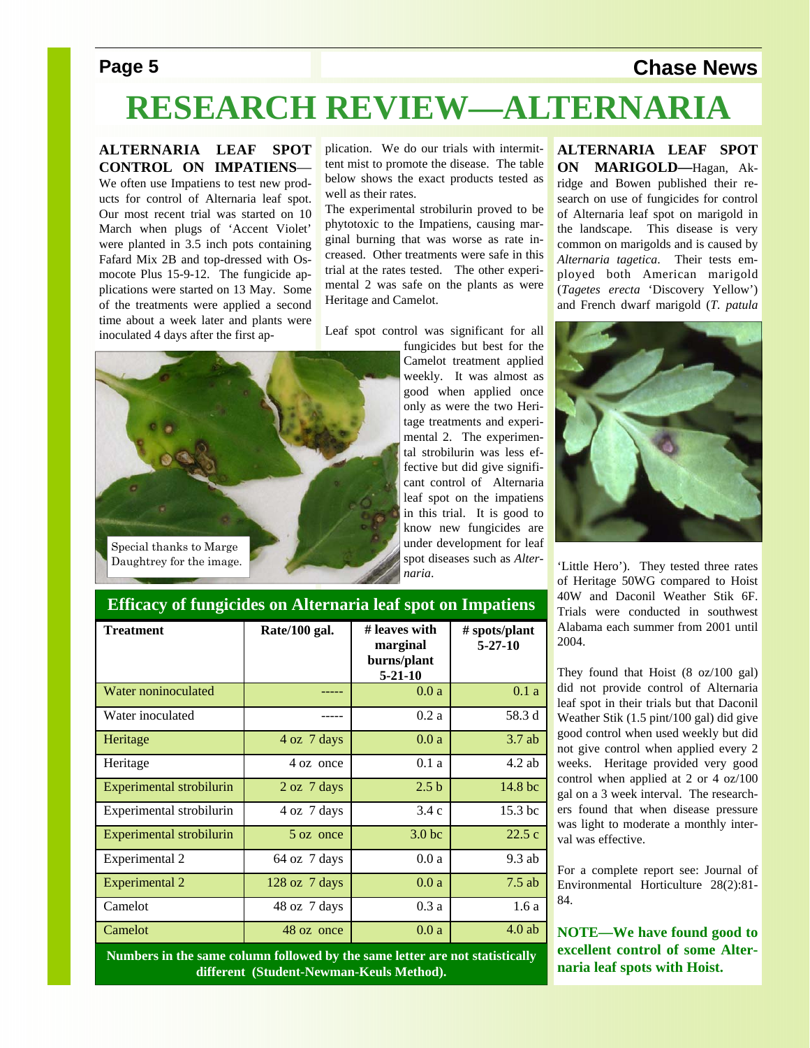# RESEARCH REVIEW—ALTERNARIA

**ALTERNARIA LEAF SPOT CONTROL ON IMPATIENS**—We often use Impatiens to test new products for control of Alternaria leaf spot. Our most recent trial was started on 10 March when plugs of 'Accent Violet' were planted in 3.5 inch pots containing Fafard Mix 2B and top-dressed with Osmocote Plus 15-9-12. The fungicide applications were started on 13 May. Some of the treatments were applied a second time about a week later and plants were inoculated 4 days after the first application. We do our trials with intermittent mist to promote the disease. The table below shows the exact products tested as well as their rates.

The experimental strobilurin proved to be phytotoxic to the Impatiens, causing marginal burning that was worse as rate increased. Other treatments were safe in this trial at the rates tested. The other experimental 2 was safe on the plants as were Heritage and Camelot.

Leaf spot control was significant for all fungicides but best for the Camelot treatment applied weekly. It was almost as good when applied once only as were the two Heritage treatments and experimental 2. The experimental strobilurin was less effective but did give significant control of Alternaria leaf spot on the impatiens in this trial. It is good to know new fungicides are under development for leaf spot diseases such as *Alternaria*.

Special thanks to Marge Daughtrey for the image.

**Efficacy of fungicides on Alternaria leaf spot on Impatiens**

| Treatment | Rate/100 gal. | # leaves with marginal burns/plant 5-21-10 | # spots/plant 5-27-10 |
|---|---|---|---|
| Water noninoculated | ----- | 0.0 a | 0.1 a |
| Water inoculated | ----- | 0.2 a | 58.3 d |
| Heritage | 4 oz 7 days | 0.0 a | 3.7 ab |
| Heritage | 4 oz once | 0.1 a | 4.2 ab |
| Experimental strobilurin | 2 oz 7 days | 2.5 b | 14.8 bc |
| Experimental strobilurin | 4 oz 7 days | 3.4 c | 15.3 bc |
| Experimental strobilurin | 5 oz once | 3.0 bc | 22.5 c |
| Experimental 2 | 64 oz 7 days | 0.0 a | 9.3 ab |
| Experimental 2 | 128 oz 7 days | 0.0 a | 7.5 ab |
| Camelot | 48 oz 7 days | 0.3 a | 1.6 a |
| Camelot | 48 oz once | 0.0 a | 4.0 ab |

**Numbers in the same column followed by the same letter are not statistically different (Student-Newman-Keuls Method).**

**ALTERNARIA LEAF SPOT ON MARIGOLD—**Hagan, Akridge and Bowen published their research on use of fungicides for control of Alternaria leaf spot on marigold in the landscape. This disease is very common on marigolds and is caused by *Alternaria tagetica*. Their tests employed both American marigold (*Tagetes erecta* 'Discovery Yellow') and French dwarf marigold (*T. patula* 'Little Hero'). They tested three rates of Heritage 50WG compared to Hoist 40W and Daconil Weather Stik 6F. Trials were conducted in southwest Alabama each summer from 2001 until 2004.

They found that Hoist (8 oz/100 gal) did not provide control of Alternaria leaf spot in their trials but that Daconil Weather Stik (1.5 pint/100 gal) did give good control when used weekly but did not give control when applied every 2 weeks. Heritage provided very good control when applied at 2 or 4 oz/100 gal on a 3 week interval. The researchers found that when disease pressure was light to moderate a monthly interval was effective.

For a complete report see: Journal of Environmental Horticulture 28(2):81-84.

**NOTE—We have found good to excellent control of some Alternaria leaf spots with Hoist.**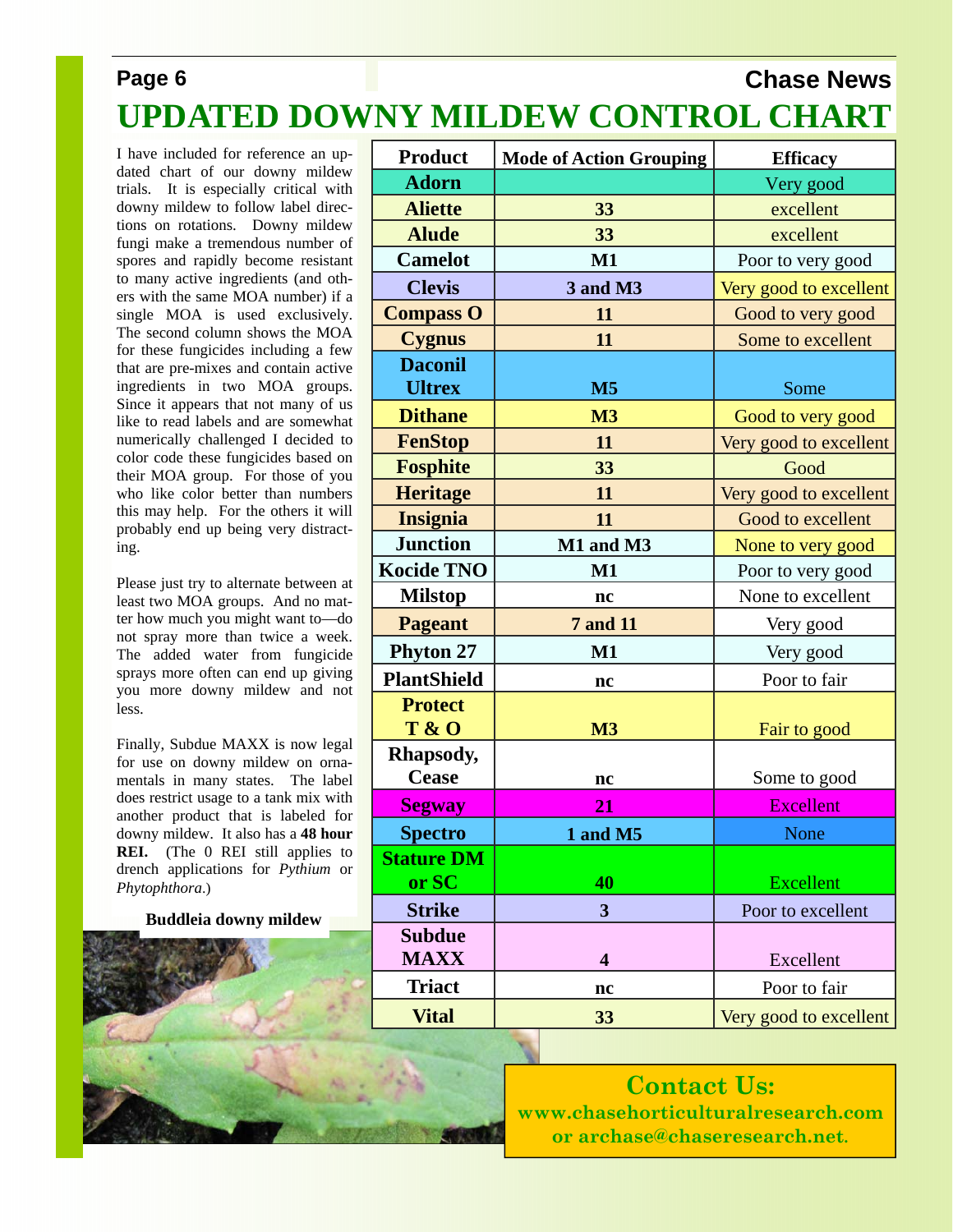# UPDATED DOWNY MILDEW CONTROL CHART

I have included for reference an updated chart of our downy mildew trials. It is especially critical with downy mildew to follow label directions on rotations. Downy mildew fungi make a tremendous number of spores and rapidly become resistant to many active ingredients (and others with the same MOA number) if a single MOA is used exclusively. The second column shows the MOA for these fungicides including a few that are pre-mixes and contain active ingredients in two MOA groups. Since it appears that not many of us like to read labels and are somewhat numerically challenged I decided to color code these fungicides based on their MOA group. For those of you who like color better than numbers this may help. For the others it will probably end up being very distracting.

Please just try to alternate between at least two MOA groups. And no matter how much you might want to—do not spray more than twice a week. The added water from fungicide sprays more often can end up giving you more downy mildew and not less.

Finally, Subdue MAXX is now legal for use on downy mildew on ornamentals in many states. The label does restrict usage to a tank mix with another product that is labeled for downy mildew. It also has a **48 hour REI.** (The 0 REI still applies to drench applications for *Pythium* or *Phytophthora*.)

**Buddleia downy mildew**

| Product | Mode of Action Grouping | Efficacy |
|---|---|---|
| Adorn | | Very good |
| Aliette | 33 | excellent |
| Alude | 33 | excellent |
| Camelot | M1 | Poor to very good |
| Clevis | 3 and M3 | Very good to excellent |
| Compass O | 11 | Good to very good |
| Cygnus | 11 | Some to excellent |
| Daconil Ultrex | M5 | Some |
| Dithane | M3 | Good to very good |
| FenStop | 11 | Very good to excellent |
| Fosphite | 33 | Good |
| Heritage | 11 | Very good to excellent |
| Insignia | 11 | Good to excellent |
| Junction | M1 and M3 | None to very good |
| Kocide TNO | M1 | Poor to very good |
| Milstop | nc | None to excellent |
| Pageant | 7 and 11 | Very good |
| Phyton 27 | M1 | Very good |
| PlantShield | nc | Poor to fair |
| Protect T & O | M3 | Fair to good |
| Rhapsody, Cease | nc | Some to good |
| Segway | 21 | Excellent |
| Spectro | 1 and M5 | None |
| Stature DM or SC | 40 | Excellent |
| Strike | 3 | Poor to excellent |
| Subdue MAXX | 4 | Excellent |
| Triact | nc | Poor to fair |
| Vital | 33 | Very good to excellent |

## Contact Us:

www.chasehorticulturalresearch.com or archase@chaseresearch.net.